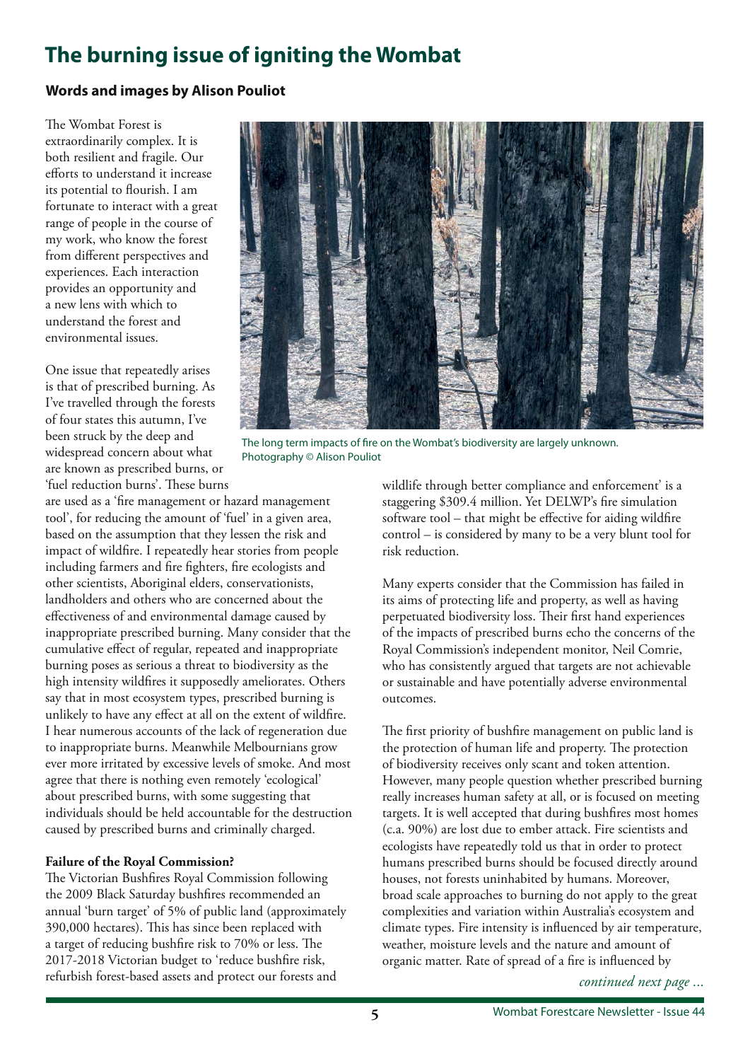# The burning issue of igniting the Wombat

**Words and images by Alison Pouliot**

The Wombat Forest is extraordinarily complex. It is both resilient and fragile. Our efforts to understand it increase its potential to flourish. I am fortunate to interact with a great range of people in the course of my work, who know the forest from different perspectives and experiences. Each interaction provides an opportunity and a new lens with which to understand the forest and environmental issues.

One issue that repeatedly arises is that of prescribed burning. As I've travelled through the forests of four states this autumn, I've been struck by the deep and widespread concern about what are known as prescribed burns, or 'fuel reduction burns'. These burns are used as a 'fire management or hazard management tool', for reducing the amount of 'fuel' in a given area, based on the assumption that they lessen the risk and impact of wildfire. I repeatedly hear stories from people including farmers and fire fighters, fire ecologists and other scientists, Aboriginal elders, conservationists, landholders and others who are concerned about the effectiveness of and environmental damage caused by inappropriate prescribed burning. Many consider that the cumulative effect of regular, repeated and inappropriate burning poses as serious a threat to biodiversity as the high intensity wildfires it supposedly ameliorates. Others say that in most ecosystem types, prescribed burning is unlikely to have any effect at all on the extent of wildfire. I hear numerous accounts of the lack of regeneration due to inappropriate burns. Meanwhile Melbournians grow ever more irritated by excessive levels of smoke. And most agree that there is nothing even remotely 'ecological' about prescribed burns, with some suggesting that individuals should be held accountable for the destruction caused by prescribed burns and criminally charged.

The long term impacts of fire on the Wombat's biodiversity are largely unknown. Photography © Alison Pouliot

**Failure of the Royal Commission?**

The Victorian Bushfires Royal Commission following the 2009 Black Saturday bushfires recommended an annual 'burn target' of 5% of public land (approximately 390,000 hectares). This has since been replaced with a target of reducing bushfire risk to 70% or less. The 2017-2018 Victorian budget to 'reduce bushfire risk, refurbish forest-based assets and protect our forests and wildlife through better compliance and enforcement' is a staggering $309.4 million. Yet DELWP's fire simulation software tool – that might be effective for aiding wildfire control – is considered by many to be a very blunt tool for risk reduction.

Many experts consider that the Commission has failed in its aims of protecting life and property, as well as having perpetuated biodiversity loss. Their first hand experiences of the impacts of prescribed burns echo the concerns of the Royal Commission's independent monitor, Neil Comrie, who has consistently argued that targets are not achievable or sustainable and have potentially adverse environmental outcomes.

The first priority of bushfire management on public land is the protection of human life and property. The protection of biodiversity receives only scant and token attention. However, many people question whether prescribed burning really increases human safety at all, or is focused on meeting targets. It is well accepted that during bushfires most homes (c.a. 90%) are lost due to ember attack. Fire scientists and ecologists have repeatedly told us that in order to protect humans prescribed burns should be focused directly around houses, not forests uninhabited by humans. Moreover, broad scale approaches to burning do not apply to the great complexities and variation within Australia's ecosystem and climate types. Fire intensity is influenced by air temperature, weather, moisture levels and the nature and amount of organic matter. Rate of spread of a fire is influenced by

*continued next page ...*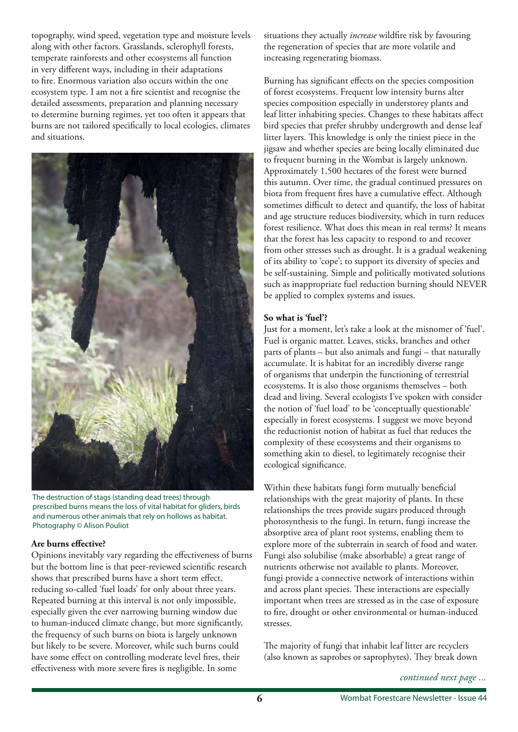topography, wind speed, vegetation type and moisture levels along with other factors. Grasslands, sclerophyll forests, temperate rainforests and other ecosystems all function in very different ways, including in their adaptations to fire. Enormous variation also occurs within the one ecosystem type. I am not a fire scientist and recognise the detailed assessments, preparation and planning necessary to determine burning regimes, yet too often it appears that burns are not tailored specifically to local ecologies, climates and situations.

The destruction of stags (standing dead trees) through prescribed burns means the loss of vital habitat for gliders, birds and numerous other animals that rely on hollows as habitat. Photography © Alison Pouliot

**Are burns effective?**

Opinions inevitably vary regarding the effectiveness of burns but the bottom line is that peer-reviewed scientific research shows that prescribed burns have a short term effect, reducing so-called 'fuel loads' for only about three years. Repeated burning at this interval is not only impossible, especially given the ever narrowing burning window due to human-induced climate change, but more significantly, the frequency of such burns on biota is largely unknown but likely to be severe. Moreover, while such burns could have some effect on controlling moderate level fires, their effectiveness with more severe fires is negligible. In some situations they actually *increase* wildfire risk by favouring the regeneration of species that are more volatile and increasing regenerating biomass.

Burning has significant effects on the species composition of forest ecosystems. Frequent low intensity burns alter species composition especially in understorey plants and leaf litter inhabiting species. Changes to these habitats affect bird species that prefer shrubby undergrowth and dense leaf litter layers. This knowledge is only the tiniest piece in the jigsaw and whether species are being locally eliminated due to frequent burning in the Wombat is largely unknown. Approximately 1,500 hectares of the forest were burned this autumn. Over time, the gradual continued pressures on biota from frequent fires have a cumulative effect. Although sometimes difficult to detect and quantify, the loss of habitat and age structure reduces biodiversity, which in turn reduces forest resilience. What does this mean in real terms? It means that the forest has less capacity to respond to and recover from other stresses such as drought. It is a gradual weakening of its ability to 'cope'; to support its diversity of species and be self-sustaining. Simple and politically motivated solutions such as inappropriate fuel reduction burning should NEVER be applied to complex systems and issues.

**So what is 'fuel'?**

Just for a moment, let's take a look at the misnomer of 'fuel'. Fuel is organic matter. Leaves, sticks, branches and other parts of plants – but also animals and fungi – that naturally accumulate. It is habitat for an incredibly diverse range of organisms that underpin the functioning of terrestrial ecosystems. It is also those organisms themselves – both dead and living. Several ecologists I've spoken with consider the notion of 'fuel load' to be 'conceptually questionable' especially in forest ecosystems. I suggest we move beyond the reductionist notion of habitat as fuel that reduces the complexity of these ecosystems and their organisms to something akin to diesel, to legitimately recognise their ecological significance.

Within these habitats fungi form mutually beneficial relationships with the great majority of plants. In these relationships the trees provide sugars produced through photosynthesis to the fungi. In return, fungi increase the absorptive area of plant root systems, enabling them to explore more of the subterrain in search of food and water. Fungi also solubilise (make absorbable) a great range of nutrients otherwise not available to plants. Moreover, fungi provide a connective network of interactions within and across plant species. These interactions are especially important when trees are stressed as in the case of exposure to fire, drought or other environmental or human-induced stresses.

The majority of fungi that inhabit leaf litter are recyclers (also known as saprobes or saprophytes). They break down

*continued next page ...*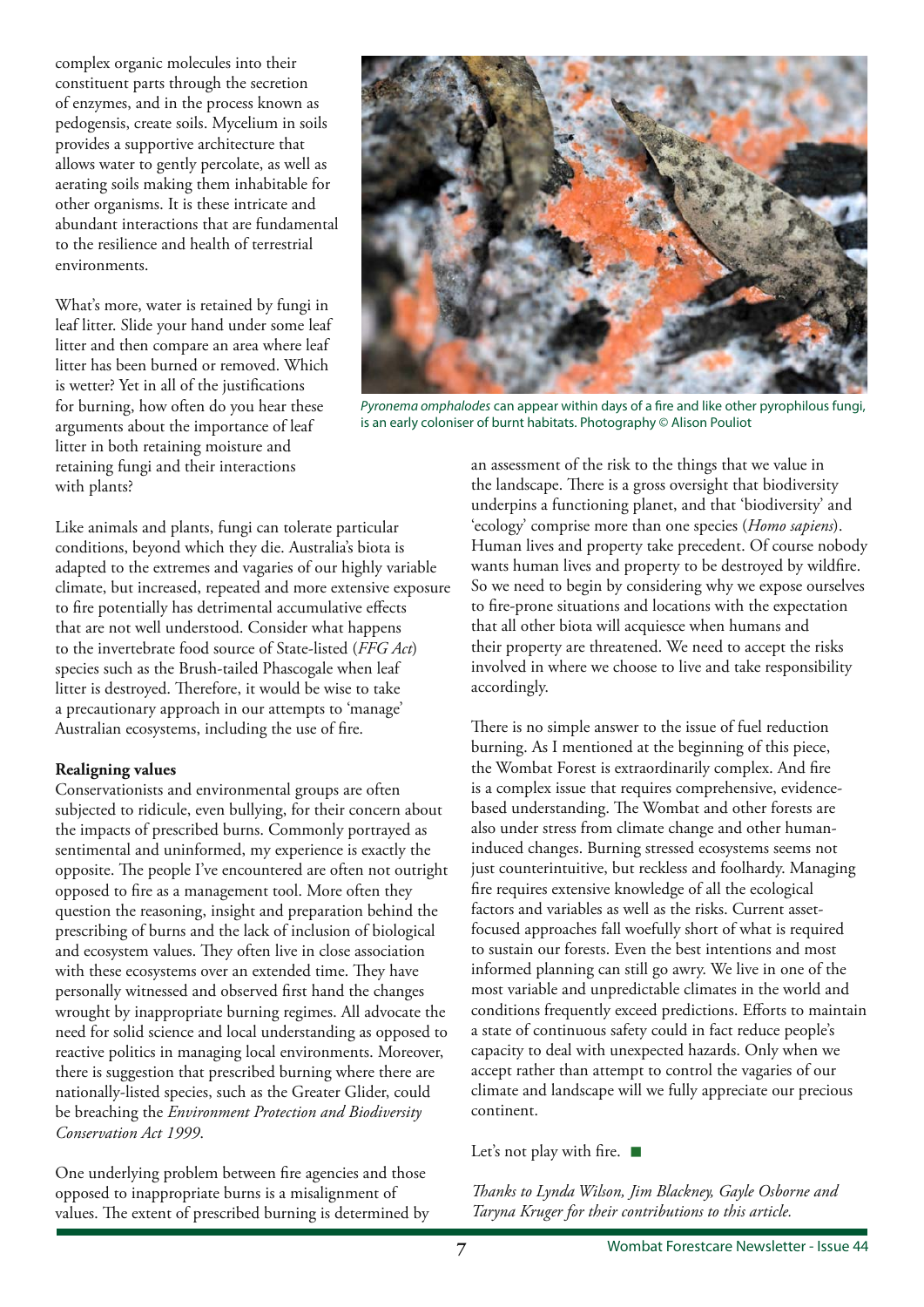complex organic molecules into their constituent parts through the secretion of enzymes, and in the process known as pedogensis, create soils. Mycelium in soils provides a supportive architecture that allows water to gently percolate, as well as aerating soils making them inhabitable for other organisms. It is these intricate and abundant interactions that are fundamental to the resilience and health of terrestrial environments.

What's more, water is retained by fungi in leaf litter. Slide your hand under some leaf litter and then compare an area where leaf litter has been burned or removed. Which is wetter? Yet in all of the justifications for burning, how often do you hear these arguments about the importance of leaf litter in both retaining moisture and retaining fungi and their interactions with plants?

*Pyronema omphalodes* can appear within days of a fire and like other pyrophilous fungi, is an early coloniser of burnt habitats. Photography © Alison Pouliot

Like animals and plants, fungi can tolerate particular conditions, beyond which they die. Australia's biota is adapted to the extremes and vagaries of our highly variable climate, but increased, repeated and more extensive exposure to fire potentially has detrimental accumulative effects that are not well understood. Consider what happens to the invertebrate food source of State-listed (*FFG Act*) species such as the Brush-tailed Phascogale when leaf litter is destroyed. Therefore, it would be wise to take a precautionary approach in our attempts to 'manage' Australian ecosystems, including the use of fire.

**Realigning values**

Conservationists and environmental groups are often subjected to ridicule, even bullying, for their concern about the impacts of prescribed burns. Commonly portrayed as sentimental and uninformed, my experience is exactly the opposite. The people I've encountered are often not outright opposed to fire as a management tool. More often they question the reasoning, insight and preparation behind the prescribing of burns and the lack of inclusion of biological and ecosystem values. They often live in close association with these ecosystems over an extended time. They have personally witnessed and observed first hand the changes wrought by inappropriate burning regimes. All advocate the need for solid science and local understanding as opposed to reactive politics in managing local environments. Moreover, there is suggestion that prescribed burning where there are nationally-listed species, such as the Greater Glider, could be breaching the *Environment Protection and Biodiversity Conservation Act 1999*.

One underlying problem between fire agencies and those opposed to inappropriate burns is a misalignment of values. The extent of prescribed burning is determined by an assessment of the risk to the things that we value in the landscape. There is a gross oversight that biodiversity underpins a functioning planet, and that 'biodiversity' and 'ecology' comprise more than one species (*Homo sapiens*). Human lives and property take precedent. Of course nobody wants human lives and property to be destroyed by wildfire. So we need to begin by considering why we expose ourselves to fire-prone situations and locations with the expectation that all other biota will acquiesce when humans and their property are threatened. We need to accept the risks involved in where we choose to live and take responsibility accordingly.

There is no simple answer to the issue of fuel reduction burning. As I mentioned at the beginning of this piece, the Wombat Forest is extraordinarily complex. And fire is a complex issue that requires comprehensive, evidence-based understanding. The Wombat and other forests are also under stress from climate change and other human-induced changes. Burning stressed ecosystems seems not just counterintuitive, but reckless and foolhardy. Managing fire requires extensive knowledge of all the ecological factors and variables as well as the risks. Current asset-focused approaches fall woefully short of what is required to sustain our forests. Even the best intentions and most informed planning can still go awry. We live in one of the most variable and unpredictable climates in the world and conditions frequently exceed predictions. Efforts to maintain a state of continuous safety could in fact reduce people's capacity to deal with unexpected hazards. Only when we accept rather than attempt to control the vagaries of our climate and landscape will we fully appreciate our precious continent.

Let's not play with fire. ■

*Thanks to Lynda Wilson, Jim Blackney, Gayle Osborne and Taryna Kruger for their contributions to this article.*